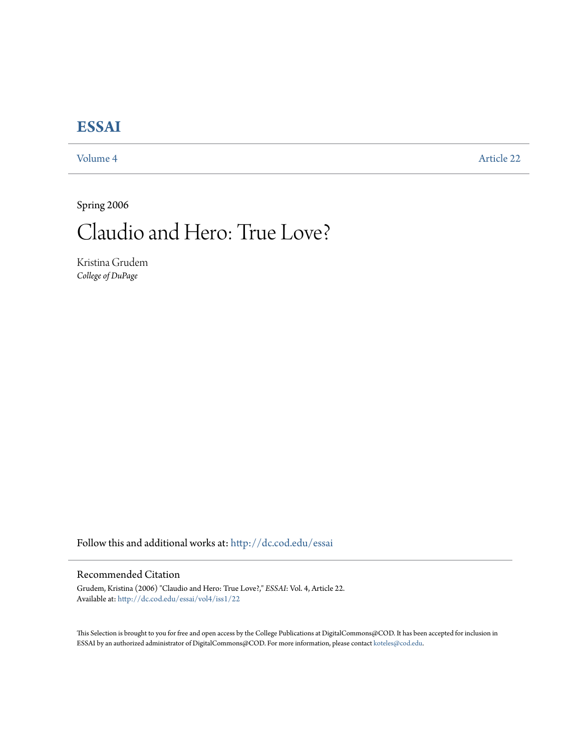# ESSAI

Volume 4 Article 22

Spring 2006

# Claudio and Hero: True Love?

Kristina Grudem
*College of DuPage*

Follow this and additional works at: http://dc.cod.edu/essai

## Recommended Citation

Grudem, Kristina (2006) "Claudio and Hero: True Love?," *ESSAI*: Vol. 4, Article 22.
Available at: http://dc.cod.edu/essai/vol4/iss1/22

This Selection is brought to you for free and open access by the College Publications at DigitalCommons@COD. It has been accepted for inclusion in ESSAI by an authorized administrator of DigitalCommons@COD. For more information, please contact koteles@cod.edu.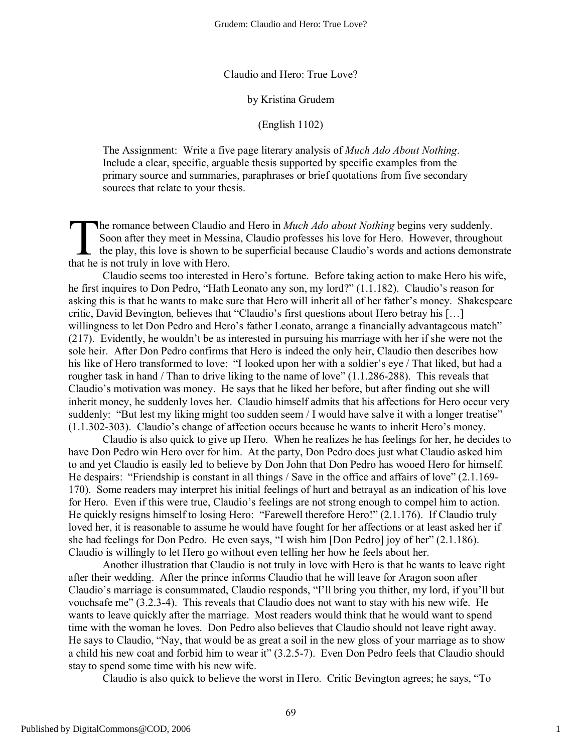Claudio and Hero: True Love?

by Kristina Grudem

(English 1102)

> The Assignment: Write a five page literary analysis of *Much Ado About Nothing*. Include a clear, specific, arguable thesis supported by specific examples from the primary source and summaries, paraphrases or brief quotations from five secondary sources that relate to your thesis.

The romance between Claudio and Hero in *Much Ado about Nothing* begins very suddenly. Soon after they meet in Messina, Claudio professes his love for Hero. However, throughout the play, this love is shown to be superficial because Claudio's words and actions demonstrate that he is not truly in love with Hero.

Claudio seems too interested in Hero's fortune. Before taking action to make Hero his wife, he first inquires to Don Pedro, "Hath Leonato any son, my lord?" (1.1.182). Claudio's reason for asking this is that he wants to make sure that Hero will inherit all of her father's money. Shakespeare critic, David Bevington, believes that "Claudio's first questions about Hero betray his […] willingness to let Don Pedro and Hero's father Leonato, arrange a financially advantageous match" (217). Evidently, he wouldn't be as interested in pursuing his marriage with her if she were not the sole heir. After Don Pedro confirms that Hero is indeed the only heir, Claudio then describes how his like of Hero transformed to love: "I looked upon her with a soldier's eye / That liked, but had a rougher task in hand / Than to drive liking to the name of love" (1.1.286-288). This reveals that Claudio's motivation was money. He says that he liked her before, but after finding out she will inherit money, he suddenly loves her. Claudio himself admits that his affections for Hero occur very suddenly: "But lest my liking might too sudden seem / I would have salve it with a longer treatise" (1.1.302-303). Claudio's change of affection occurs because he wants to inherit Hero's money.

Claudio is also quick to give up Hero. When he realizes he has feelings for her, he decides to have Don Pedro win Hero over for him. At the party, Don Pedro does just what Claudio asked him to and yet Claudio is easily led to believe by Don John that Don Pedro has wooed Hero for himself. He despairs: "Friendship is constant in all things / Save in the office and affairs of love" (2.1.169-170). Some readers may interpret his initial feelings of hurt and betrayal as an indication of his love for Hero. Even if this were true, Claudio's feelings are not strong enough to compel him to action. He quickly resigns himself to losing Hero: "Farewell therefore Hero!" (2.1.176). If Claudio truly loved her, it is reasonable to assume he would have fought for her affections or at least asked her if she had feelings for Don Pedro. He even says, "I wish him [Don Pedro] joy of her" (2.1.186). Claudio is willingly to let Hero go without even telling her how he feels about her.

Another illustration that Claudio is not truly in love with Hero is that he wants to leave right after their wedding. After the prince informs Claudio that he will leave for Aragon soon after Claudio's marriage is consummated, Claudio responds, "I'll bring you thither, my lord, if you'll but vouchsafe me" (3.2.3-4). This reveals that Claudio does not want to stay with his new wife. He wants to leave quickly after the marriage. Most readers would think that he would want to spend time with the woman he loves. Don Pedro also believes that Claudio should not leave right away. He says to Claudio, "Nay, that would be as great a soil in the new gloss of your marriage as to show a child his new coat and forbid him to wear it" (3.2.5-7). Even Don Pedro feels that Claudio should stay to spend some time with his new wife.

Claudio is also quick to believe the worst in Hero. Critic Bevington agrees; he says, "To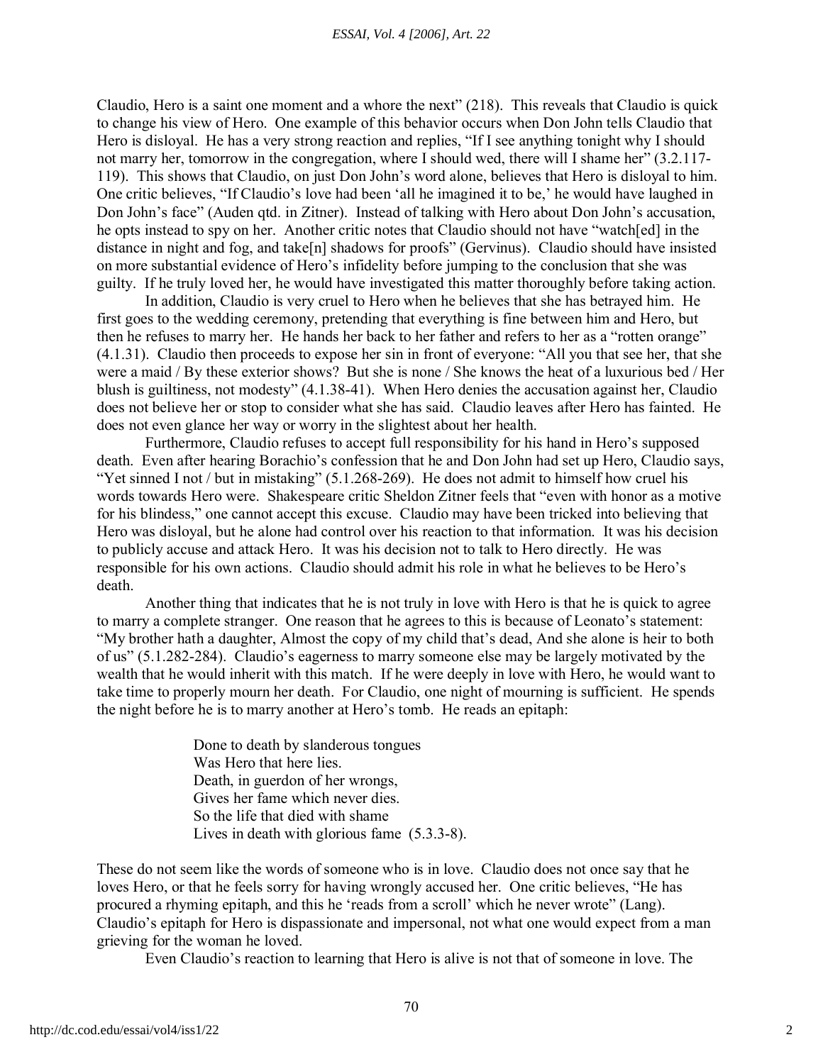Claudio, Hero is a saint one moment and a whore the next" (218). This reveals that Claudio is quick to change his view of Hero. One example of this behavior occurs when Don John tells Claudio that Hero is disloyal. He has a very strong reaction and replies, "If I see anything tonight why I should not marry her, tomorrow in the congregation, where I should wed, there will I shame her" (3.2.117-119). This shows that Claudio, on just Don John's word alone, believes that Hero is disloyal to him. One critic believes, "If Claudio's love had been 'all he imagined it to be,' he would have laughed in Don John's face" (Auden qtd. in Zitner). Instead of talking with Hero about Don John's accusation, he opts instead to spy on her. Another critic notes that Claudio should not have "watch[ed] in the distance in night and fog, and take[n] shadows for proofs" (Gervinus). Claudio should have insisted on more substantial evidence of Hero's infidelity before jumping to the conclusion that she was guilty. If he truly loved her, he would have investigated this matter thoroughly before taking action.

In addition, Claudio is very cruel to Hero when he believes that she has betrayed him. He first goes to the wedding ceremony, pretending that everything is fine between him and Hero, but then he refuses to marry her. He hands her back to her father and refers to her as a "rotten orange" (4.1.31). Claudio then proceeds to expose her sin in front of everyone: "All you that see her, that she were a maid / By these exterior shows? But she is none / She knows the heat of a luxurious bed / Her blush is guiltiness, not modesty" (4.1.38-41). When Hero denies the accusation against her, Claudio does not believe her or stop to consider what she has said. Claudio leaves after Hero has fainted. He does not even glance her way or worry in the slightest about her health.

Furthermore, Claudio refuses to accept full responsibility for his hand in Hero's supposed death. Even after hearing Borachio's confession that he and Don John had set up Hero, Claudio says, "Yet sinned I not / but in mistaking" (5.1.268-269). He does not admit to himself how cruel his words towards Hero were. Shakespeare critic Sheldon Zitner feels that "even with honor as a motive for his blindess," one cannot accept this excuse. Claudio may have been tricked into believing that Hero was disloyal, but he alone had control over his reaction to that information. It was his decision to publicly accuse and attack Hero. It was his decision not to talk to Hero directly. He was responsible for his own actions. Claudio should admit his role in what he believes to be Hero's death.

Another thing that indicates that he is not truly in love with Hero is that he is quick to agree to marry a complete stranger. One reason that he agrees to this is because of Leonato's statement: "My brother hath a daughter, Almost the copy of my child that's dead, And she alone is heir to both of us" (5.1.282-284). Claudio's eagerness to marry someone else may be largely motivated by the wealth that he would inherit with this match. If he were deeply in love with Hero, he would want to take time to properly mourn her death. For Claudio, one night of mourning is sufficient. He spends the night before he is to marry another at Hero's tomb. He reads an epitaph:

> Done to death by slanderous tongues
> Was Hero that here lies.
> Death, in guerdon of her wrongs,
> Gives her fame which never dies.
> So the life that died with shame
> Lives in death with glorious fame (5.3.3-8).

These do not seem like the words of someone who is in love. Claudio does not once say that he loves Hero, or that he feels sorry for having wrongly accused her. One critic believes, "He has procured a rhyming epitaph, and this he 'reads from a scroll' which he never wrote" (Lang). Claudio's epitaph for Hero is dispassionate and impersonal, not what one would expect from a man grieving for the woman he loved.

Even Claudio's reaction to learning that Hero is alive is not that of someone in love. The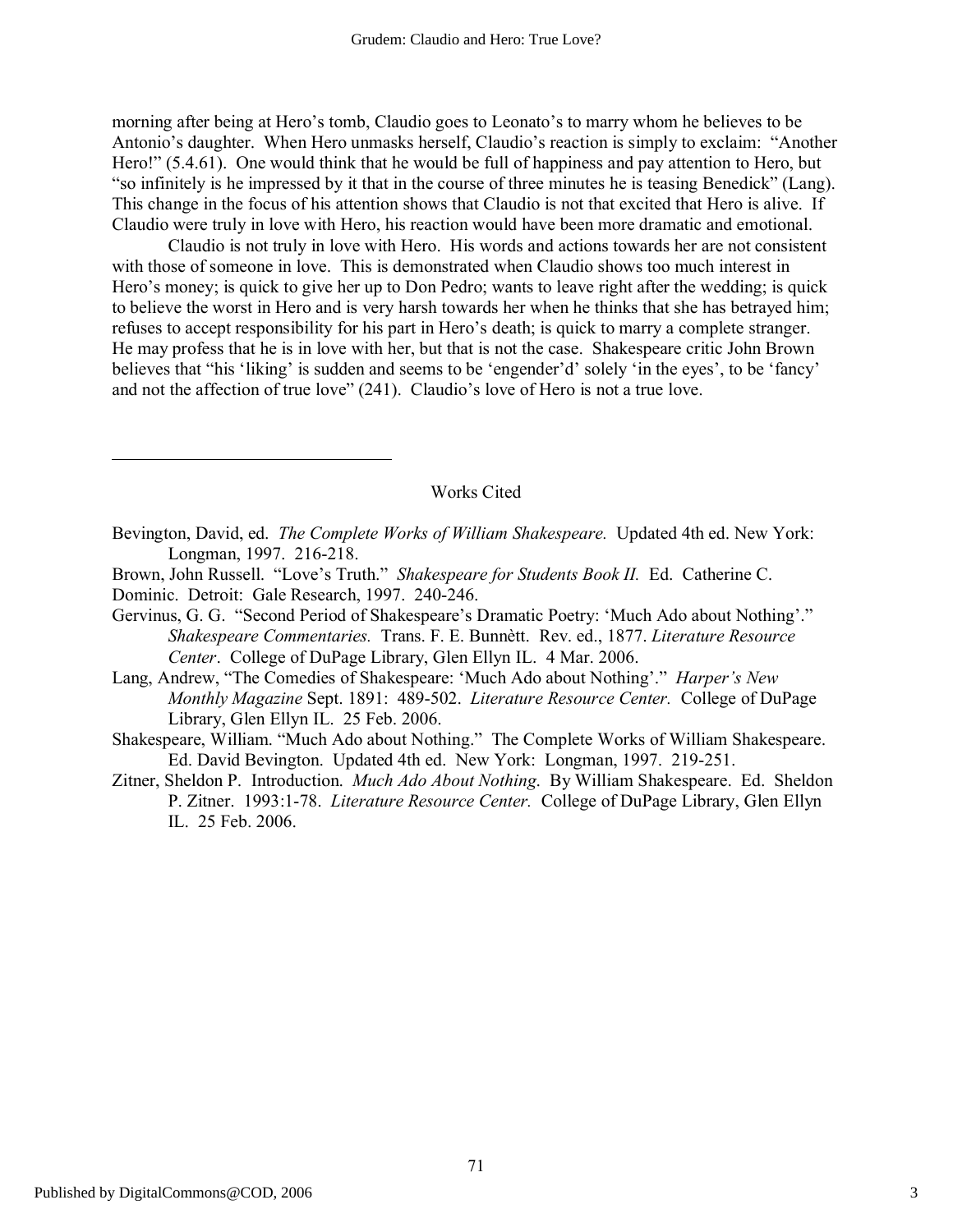morning after being at Hero's tomb, Claudio goes to Leonato's to marry whom he believes to be Antonio's daughter. When Hero unmasks herself, Claudio's reaction is simply to exclaim: "Another Hero!" (5.4.61). One would think that he would be full of happiness and pay attention to Hero, but "so infinitely is he impressed by it that in the course of three minutes he is teasing Benedick" (Lang). This change in the focus of his attention shows that Claudio is not that excited that Hero is alive. If Claudio were truly in love with Hero, his reaction would have been more dramatic and emotional.

Claudio is not truly in love with Hero. His words and actions towards her are not consistent with those of someone in love. This is demonstrated when Claudio shows too much interest in Hero's money; is quick to give her up to Don Pedro; wants to leave right after the wedding; is quick to believe the worst in Hero and is very harsh towards her when he thinks that she has betrayed him; refuses to accept responsibility for his part in Hero's death; is quick to marry a complete stranger. He may profess that he is in love with her, but that is not the case. Shakespeare critic John Brown believes that "his 'liking' is sudden and seems to be 'engender'd' solely 'in the eyes', to be 'fancy' and not the affection of true love" (241). Claudio's love of Hero is not a true love.

---

## Works Cited

Bevington, David, ed. *The Complete Works of William Shakespeare.* Updated 4th ed. New York: Longman, 1997. 216-218.

Brown, John Russell. "Love's Truth." *Shakespeare for Students Book II.* Ed. Catherine C. Dominic. Detroit: Gale Research, 1997. 240-246.

Gervinus, G. G. "Second Period of Shakespeare's Dramatic Poetry: 'Much Ado about Nothing'." *Shakespeare Commentaries.* Trans. F. E. Bunnètt. Rev. ed., 1877. *Literature Resource Center*. College of DuPage Library, Glen Ellyn IL. 4 Mar. 2006.

Lang, Andrew, "The Comedies of Shakespeare: 'Much Ado about Nothing'." *Harper's New Monthly Magazine* Sept. 1891: 489-502. *Literature Resource Center.* College of DuPage Library, Glen Ellyn IL. 25 Feb. 2006.

Shakespeare, William. "Much Ado about Nothing." The Complete Works of William Shakespeare. Ed. David Bevington. Updated 4th ed. New York: Longman, 1997. 219-251.

Zitner, Sheldon P. Introduction. *Much Ado About Nothing.* By William Shakespeare. Ed. Sheldon P. Zitner. 1993:1-78. *Literature Resource Center.* College of DuPage Library, Glen Ellyn IL. 25 Feb. 2006.